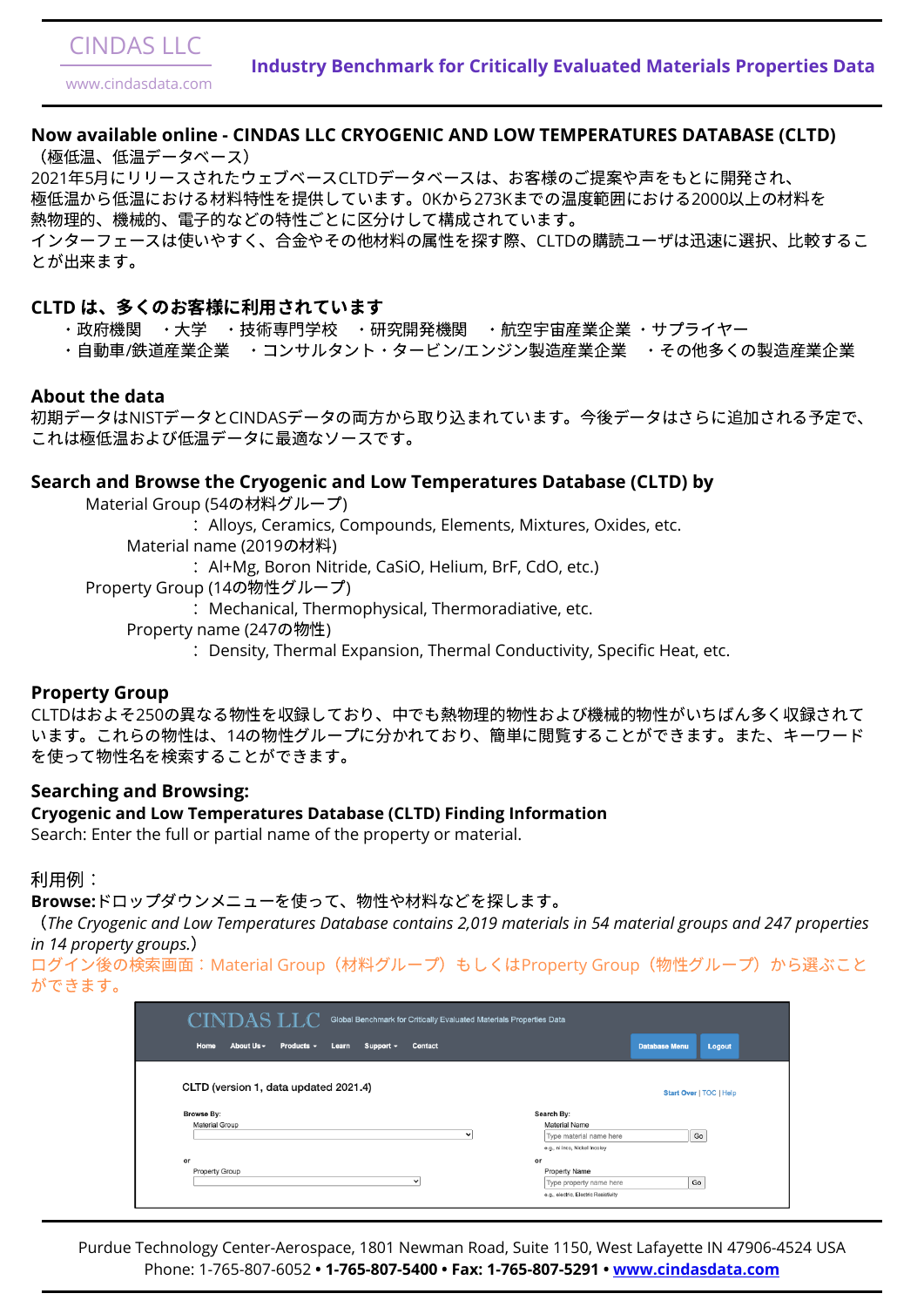CINDAS LLC

www.cindasdata.com

**Industry Benchmark for Critically Evaluated Materials Properties Data**

## Now available online - CINDAS LLC CRYOGENIC AND LOW TEMPERATURES DATABASE (CLTD)

（極低温、低温データベース）

2021年5月にリリースされたウェブベースCLTDデータベースは、お客様のご提案や声をもとに開発され、極低温から低温における材料特性を提供しています。0Kから273Kまでの温度範囲における2000以上の材料を熱物理的、機械的、電子的などの特性ごとに区分けして構成されています。

インターフェースは使いやすく、合金やその他材料の属性を探す際、CLTDの購読ユーザは迅速に選択、比較することが出来ます。

## CLTD は、多くのお客様に利用されています

・政府機関　・大学　・技術専門学校　・研究開発機関　・航空宇宙産業企業 ・サプライヤー
・自動車/鉄道産業企業　・コンサルタント・タービン/エンジン製造産業企業　・その他多くの製造産業企業

## About the data

初期データはNISTデータとCINDASデータの両方から取り込まれています。今後データはさらに追加される予定で、これは極低温および低温データに最適なソースです。

## Search and Browse the Cryogenic and Low Temperatures Database (CLTD) by

Material Group (54の材料グループ)
：Alloys, Ceramics, Compounds, Elements, Mixtures, Oxides, etc.

Material name (2019の材料)
：Al+Mg, Boron Nitride, CaSiO, Helium, BrF, CdO, etc.)

Property Group (14の物性グループ)
：Mechanical, Thermophysical, Thermoradiative, etc.

Property name (247の物性)
：Density, Thermal Expansion, Thermal Conductivity, Specific Heat, etc.

## Property Group

CLTDはおよそ250の異なる物性を収録しており、中でも熱物理的物性および機械的物性がいちばん多く収録されています。これらの物性は、14の物性グループに分かれており、簡単に閲覧することができます。また、キーワードを使って物性名を検索することができます。

## Searching and Browsing:

**Cryogenic and Low Temperatures Database (CLTD) Finding Information**

Search: Enter the full or partial name of the property or material.

利用例：

**Browse:**ドロップダウンメニューを使って、物性や材料などを探します。

（*The Cryogenic and Low Temperatures Database contains 2,019 materials in 54 material groups and 247 properties in 14 property groups.*）

ログイン後の検索画面：Material Group（材料グループ）もしくはProperty Group（物性グループ）から選ぶことができます。

CINDAS LLC　Global Benchmark for Critically Evaluated Materials Properties Data

Home　About Us　Products　Learn　Support　Contact　Database Menu　Logout

CLTD (version 1, data updated 2021.4)　　Start Over | TOC | Help

Browse By:
Material Group
or
Property Group

Search By:
Material Name　Type material name here　Go
e.g., ni inco, Nickel Incoloy
or
Property Name　Type property name here　Go
e.g., electric, Electric Resistivity

Purdue Technology Center-Aerospace, 1801 Newman Road, Suite 1150, West Lafayette IN 47906-4524 USA
Phone: 1-765-807-6052 • **1-765-807-5400** • **Fax: 1-765-807-5291** • **www.cindasdata.com**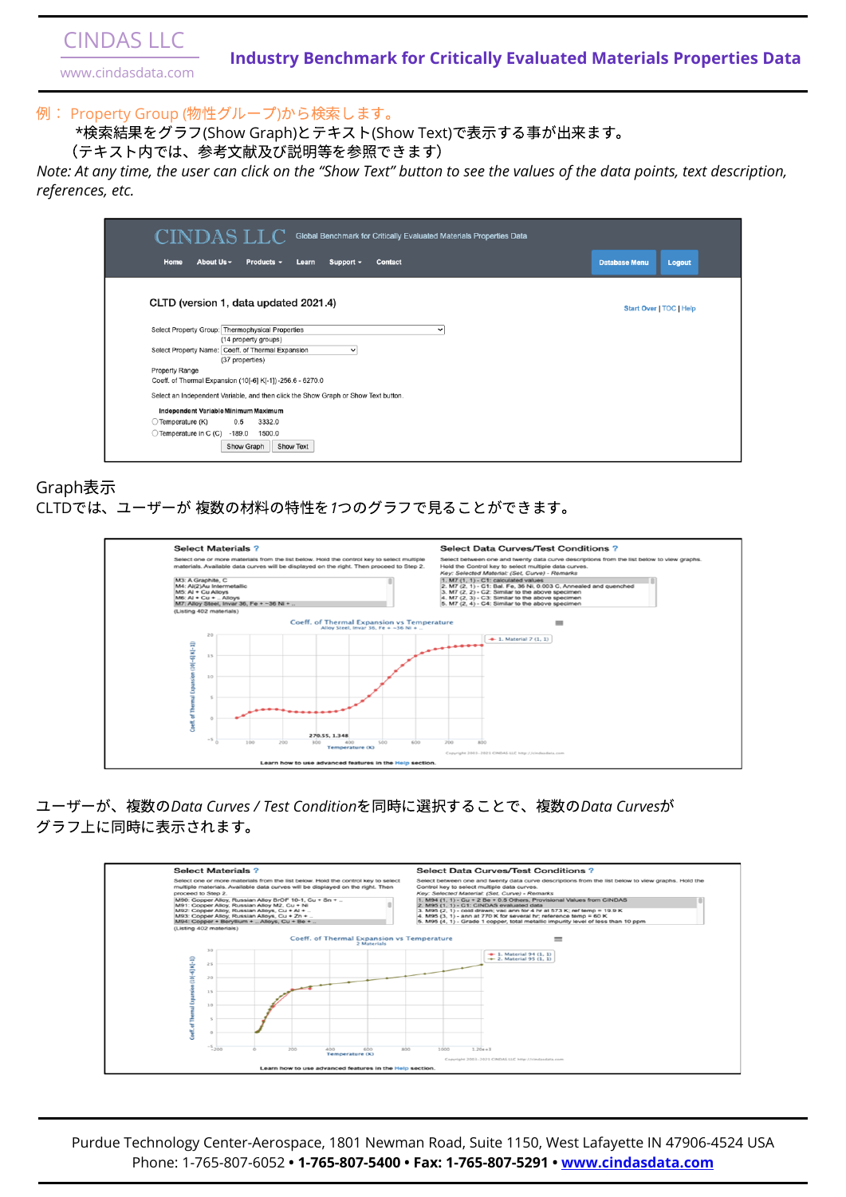例： Property Group (物性グループ)から検索します。

*検索結果をグラフ(Show Graph)とテキスト(Show Text)で表示する事が出来ます。

（テキスト内では、参考文献及び説明等を参照できます）

*Note: At any time, the user can click on the "Show Text" button to see the values of the data points, text description, references, etc.*

CINDAS LLC Global Benchmark for Critically Evaluated Materials Properties Data

Home | About Us | Products | Learn | Support | Contact | Database Menu | Logout

CLTD (version 1, data updated 2021.4)

Start Over | TOC | Help

Select Property Group: Thermophysical Properties
(14 property groups)

Select Property Name: Coeff. of Thermal Expansion
(37 properties)

Property Range
Coeff. of Thermal Expansion (10[-6] K[-1]) -256.6 - 6270.0

Select an Independent Variable, and then click the Show Graph or Show Text button.

| Independent Variable | Minimum | Maximum |
|---|---|---|
| Temperature (K) | 0.5 | 3332.0 |
| Temperature in C (C) | -189.0 | 1500.0 |

Show Graph | Show Text

Graph表示

CLTDでは、ユーザーが 複数の材料の特性を1つのグラフで見ることができます。

**Select Materials**

Select one or more materials from the list below. Hold the control key to select multiple materials. Available data curves will be displayed on the right. Then proceed to Step 2.

M3: A Graphite, C
M4: Al(2)Au Intermetallic
M5: Al + Cu Alloys
M6: Al + Cu + ... Alloys
M7: Alloy Steel, Invar 36, Fe + ~36 Ni + ...
(Listing 402 materials)

**Select Data Curves/Test Conditions**

Select between one and twenty data curve descriptions from the list below to view graphs. Hold the Control key to select multiple data curves.
Key: Selected Material: (Set, Curve) - Remarks

1. M7 (1, 1) - C1: calculated values
2. M7 (2, 1) - C1: Bal. Fe, 36 Ni, 0.003 C, Annealed and quenched
3. M7 (2, 2) - C2: Similar to the above specimen
4. M7 (2, 3) - C3: Similar to the above specimen
5. M7 (2, 4) - C4: Similar to the above specimen

Coeff. of Thermal Expansion vs Temperature
Alloy Steel, Invar 36, Fe + ~36 Ni + ...

Learn how to use advanced features in the Help section.

ユーザーが、複数の*Data Curves / Test Condition*を同時に選択することで、複数の*Data Curves*が
グラフ上に同時に表示されます。

**Select Materials**

Select one or more materials from the list below. Hold the control key to select multiple materials. Available data curves will be displayed on the right. Then proceed to Step 2.

M90: Copper Alloy, Russian Alloy BrOF 10-1, Cu + Sn + ...
M91: Copper Alloy, Russian Alloy M2, Cu + Ni
M92: Copper Alloy, Russian Alloys, Cu + Al + ...
M93: Copper Alloy, Russian Alloys, Cu + Zn + ...
M94: Copper + Beryllium + ... Alloys, Cu + Be + ...
(Listing 402 materials)

**Select Data Curves/Test Conditions**

Select between one and twenty data curve descriptions from the list below to view graphs. Hold the Control key to select multiple data curves.
Key: Selected Material: (Set, Curve) - Remarks

1. M94 (1, 1) - Cu + 2 Be + 0.5 Others, Provisional Values from CINDAS
2. M95 (1, 1) - C1: CINDAS evaluated data
3. M95 (2, 1) - cold drawn; vac ann for 4 hr at 573 K; ref temp = 19.9 K
4. M95 (3, 1) - ann at 770 K for several hr; reference temp = 60 K
5. M95 (4, 1) - Grade 1 copper, total metallic impurity level of less than 10 ppm

Coeff. of Thermal Expansion vs Temperature
2 Materials

Learn how to use advanced features in the Help section.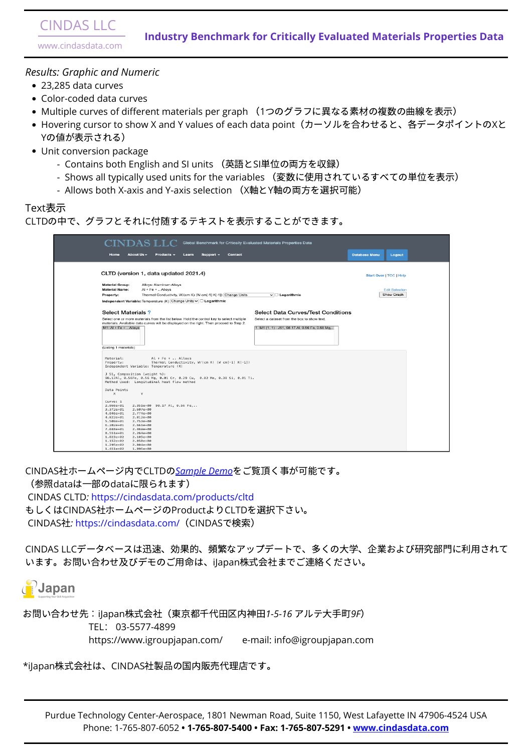*Results: Graphic and Numeric*

- 23,285 data curves
- Color-coded data curves
- Multiple curves of different materials per graph （1つのグラフに異なる素材の複数の曲線を表示）
- Hovering cursor to show X and Y values of each data point（カーソルを合わせると、各データポイントのXとYの値が表示される）
- Unit conversion package
  - Contains both English and SI units （英語とSI単位の両方を収録）
  - Shows all typically used units for the variables （変数に使用されているすべての単位を表示）
  - Allows both X-axis and Y-axis selection （X軸とY軸の両方を選択可能）

Text表示

CLTDの中で、グラフとそれに付随するテキストを表示することができます。

CINDAS社ホームページ内でCLTDの*Sample Demo*をご覧頂く事が可能です。
（参照dataは一部のdataに限られます）

CINDAS CLTD*:* https://cindasdata.com/products/cltd

もしくはCINDAS社ホームページのProductよりCLTDを選択下さい。

CINDAS社*:* https://cindasdata.com/（CINDASで検索）

CINDAS LLCデータベースは迅速、効果的、頻繁なアップデートで、多くの大学、企業および研究部門に利用されています。お問い合わせ及びデモのご用命は、iJapan株式会社までご連絡ください。

お問い合わせ先：iJapan株式会社（東京都千代田区内神田*1-5-16* アルテ大手町*9F*）

TEL： 03-5577-4899

https://www.igroupjapan.com/ e-mail: info@igroupjapan.com

*iJapan株式会社は、CINDAS社製品の国内販売代理店です。